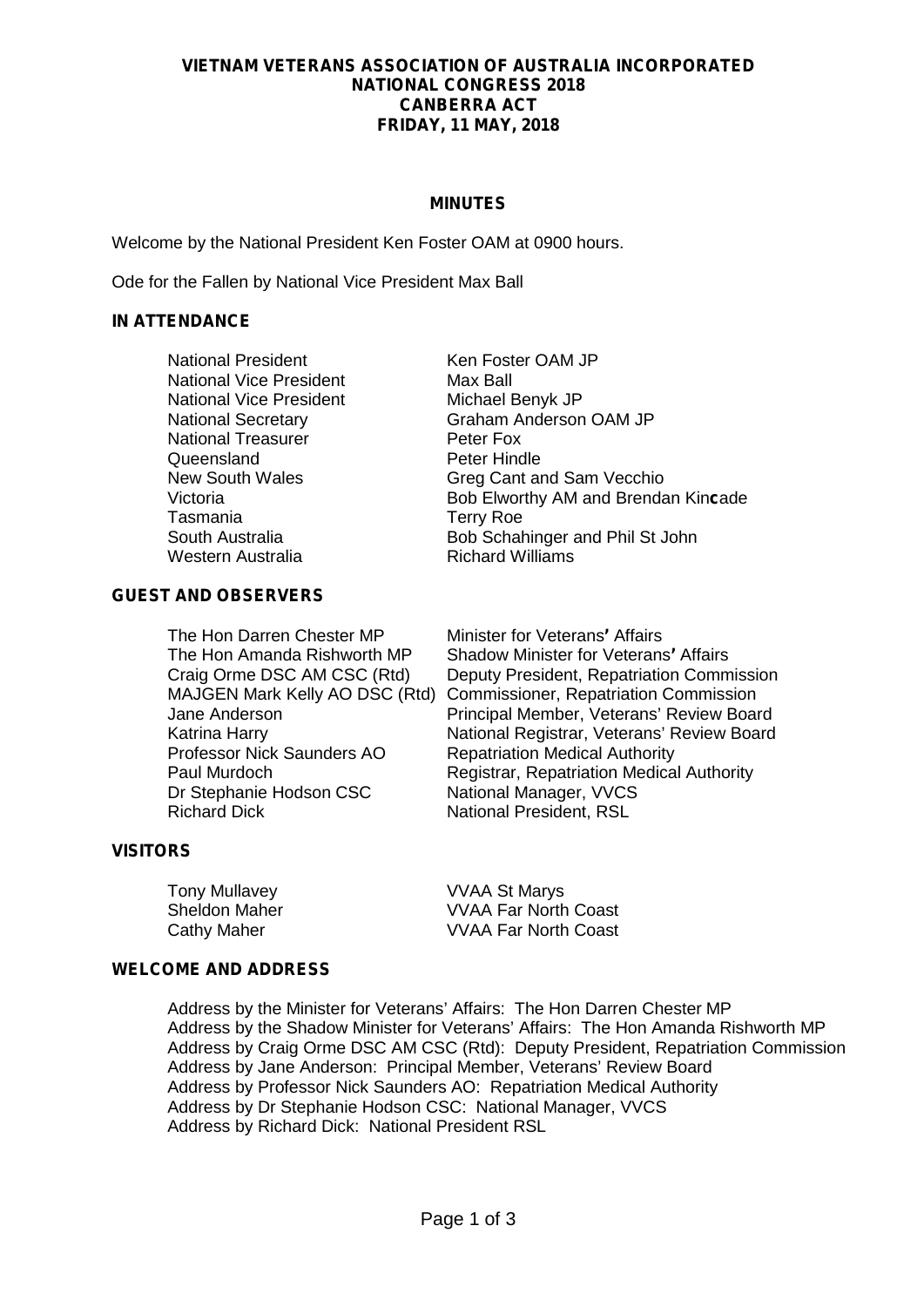**VIETNAM VETERANS ASSOCIATION OF AUSTRALIA INCORPORATED**
**NATIONAL CONGRESS 2018**
**CANBERRA ACT**
**FRIDAY, 11 MAY, 2018**

**MINUTES**

Welcome by the National President Ken Foster OAM at 0900 hours.

Ode for the Fallen by National Vice President Max Ball

**IN ATTENDANCE**

| | |
|---|---|
| National President | Ken Foster OAM JP |
| National Vice President | Max Ball |
| National Vice President | Michael Benyk JP |
| National Secretary | Graham Anderson OAM JP |
| National Treasurer | Peter Fox |
| Queensland | Peter Hindle |
| New South Wales | Greg Cant and Sam Vecchio |
| Victoria | Bob Elworthy AM and Brendan Kincade |
| Tasmania | Terry Roe |
| South Australia | Bob Schahinger and Phil St John |
| Western Australia | Richard Williams |

**GUEST AND OBSERVERS**

| | |
|---|---|
| The Hon Darren Chester MP | Minister for Veterans' Affairs |
| The Hon Amanda Rishworth MP | Shadow Minister for Veterans' Affairs |
| Craig Orme DSC AM CSC (Rtd) | Deputy President, Repatriation Commission |
| MAJGEN Mark Kelly AO DSC (Rtd) | Commissioner, Repatriation Commission |
| Jane Anderson | Principal Member, Veterans' Review Board |
| Katrina Harry | National Registrar, Veterans' Review Board |
| Professor Nick Saunders AO | Repatriation Medical Authority |
| Paul Murdoch | Registrar, Repatriation Medical Authority |
| Dr Stephanie Hodson CSC | National Manager, VVCS |
| Richard Dick | National President, RSL |

**VISITORS**

| | |
|---|---|
| Tony Mullavey | VVAA St Marys |
| Sheldon Maher | VVAA Far North Coast |
| Cathy Maher | VVAA Far North Coast |

**WELCOME AND ADDRESS**

Address by the Minister for Veterans' Affairs: The Hon Darren Chester MP
Address by the Shadow Minister for Veterans' Affairs: The Hon Amanda Rishworth MP
Address by Craig Orme DSC AM CSC (Rtd): Deputy President, Repatriation Commission
Address by Jane Anderson: Principal Member, Veterans' Review Board
Address by Professor Nick Saunders AO: Repatriation Medical Authority
Address by Dr Stephanie Hodson CSC: National Manager, VVCS
Address by Richard Dick: National President RSL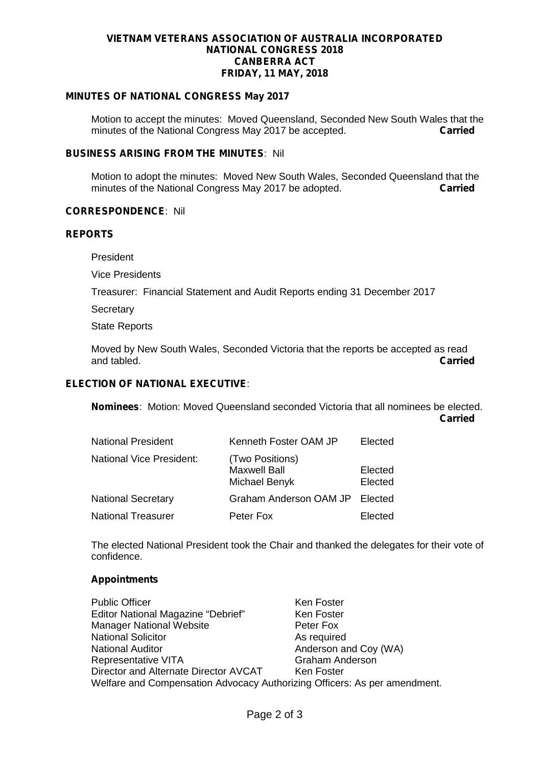**VIETNAM VETERANS ASSOCIATION OF AUSTRALIA INCORPORATED**
**NATIONAL CONGRESS 2018**
**CANBERRA ACT**
**FRIDAY, 11 MAY, 2018**

**MINUTES OF NATIONAL CONGRESS May 2017**

Motion to accept the minutes: Moved Queensland, Seconded New South Wales that the minutes of the National Congress May 2017 be accepted. **Carried**

**BUSINESS ARISING FROM THE MINUTES**: Nil

Motion to adopt the minutes: Moved New South Wales, Seconded Queensland that the minutes of the National Congress May 2017 be adopted. **Carried**

**CORRESPONDENCE**: Nil

**REPORTS**

President

Vice Presidents

Treasurer: Financial Statement and Audit Reports ending 31 December 2017

Secretary

State Reports

Moved by New South Wales, Seconded Victoria that the reports be accepted as read and tabled. **Carried**

**ELECTION OF NATIONAL EXECUTIVE**:

**Nominees**: Motion: Moved Queensland seconded Victoria that all nominees be elected. **Carried**

| | | |
|---|---|---|
| National President | Kenneth Foster OAM JP | Elected |
| National Vice President: | (Two Positions) | |
| | Maxwell Ball | Elected |
| | Michael Benyk | Elected |
| National Secretary | Graham Anderson OAM JP | Elected |
| National Treasurer | Peter Fox | Elected |

The elected National President took the Chair and thanked the delegates for their vote of confidence.

**Appointments**

| | |
|---|---|
| Public Officer | Ken Foster |
| Editor National Magazine "Debrief" | Ken Foster |
| Manager National Website | Peter Fox |
| National Solicitor | As required |
| National Auditor | Anderson and Coy (WA) |
| Representative VITA | Graham Anderson |
| Director and Alternate Director AVCAT | Ken Foster |

Welfare and Compensation Advocacy Authorizing Officers: As per amendment.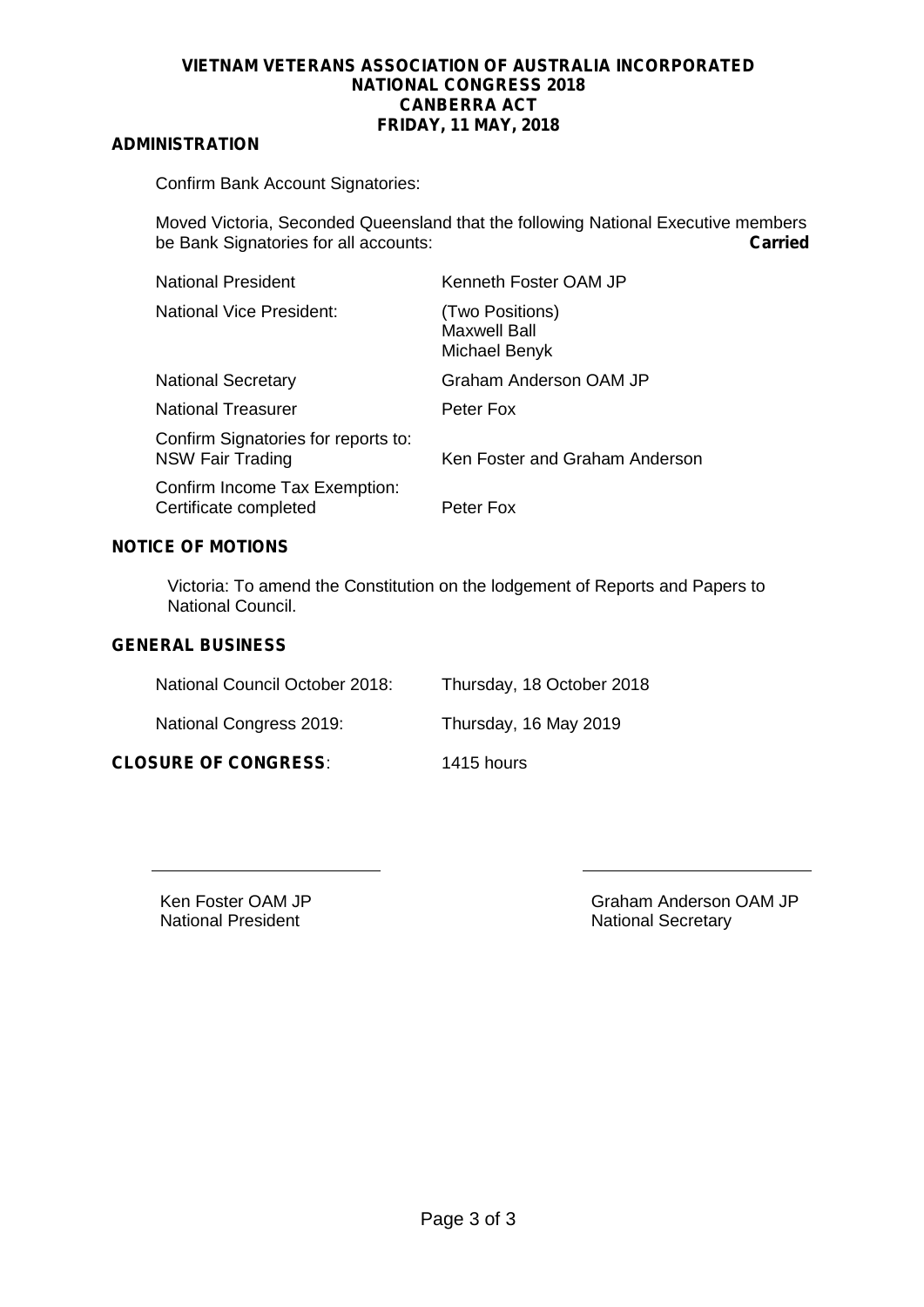**VIETNAM VETERANS ASSOCIATION OF AUSTRALIA INCORPORATED**
**NATIONAL CONGRESS 2018**
**CANBERRA ACT**
**FRIDAY, 11 MAY, 2018**

## ADMINISTRATION

Confirm Bank Account Signatories:

Moved Victoria, Seconded Queensland that the following National Executive members be Bank Signatories for all accounts: **Carried**

| | |
|---|---|
| National President | Kenneth Foster OAM JP |
| National Vice President: | (Two Positions) Maxwell Ball Michael Benyk |
| National Secretary | Graham Anderson OAM JP |
| National Treasurer | Peter Fox |
| Confirm Signatories for reports to: NSW Fair Trading | Ken Foster and Graham Anderson |
| Confirm Income Tax Exemption: Certificate completed | Peter Fox |

## NOTICE OF MOTIONS

Victoria: To amend the Constitution on the lodgement of Reports and Papers to National Council.

## GENERAL BUSINESS

| | |
|---|---|
| National Council October 2018: | Thursday, 18 October 2018 |
| National Congress 2019: | Thursday, 16 May 2019 |

**CLOSURE OF CONGRESS**: 1415 hours

Ken Foster OAM JP
National President

Graham Anderson OAM JP
National Secretary